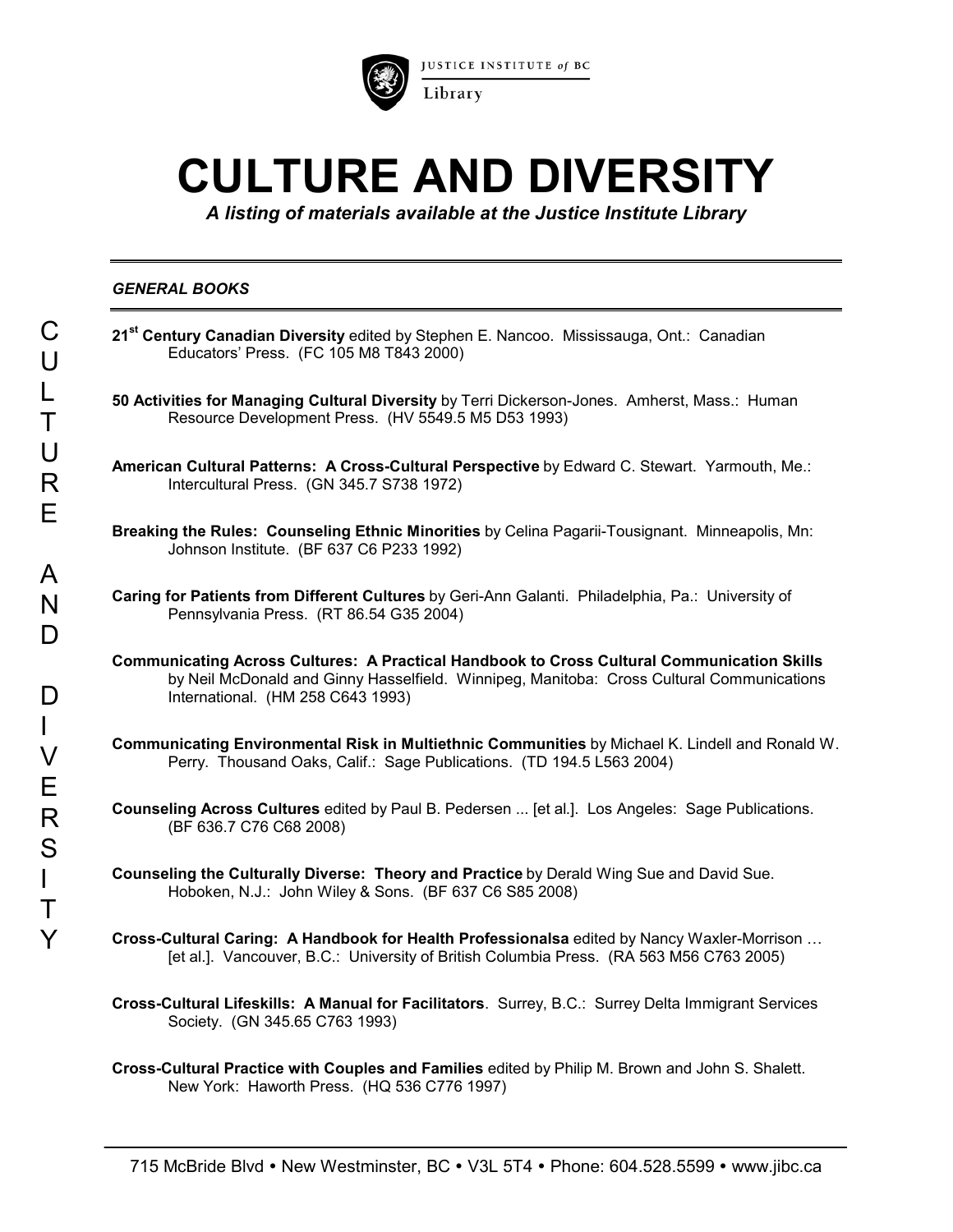JUSTICE INSTITUTE *of* BC
Library

# CULTURE AND DIVERSITY

***A listing of materials available at the Justice Institute Library***

## *GENERAL BOOKS*

**21st Century Canadian Diversity** edited by Stephen E. Nancoo. Mississauga, Ont.: Canadian Educators' Press. (FC 105 M8 T843 2000)

**50 Activities for Managing Cultural Diversity** by Terri Dickerson-Jones. Amherst, Mass.: Human Resource Development Press. (HV 5549.5 M5 D53 1993)

**American Cultural Patterns: A Cross-Cultural Perspective** by Edward C. Stewart. Yarmouth, Me.: Intercultural Press. (GN 345.7 S738 1972)

**Breaking the Rules: Counseling Ethnic Minorities** by Celina Pagarii-Tousignant. Minneapolis, Mn: Johnson Institute. (BF 637 C6 P233 1992)

**Caring for Patients from Different Cultures** by Geri-Ann Galanti. Philadelphia, Pa.: University of Pennsylvania Press. (RT 86.54 G35 2004)

**Communicating Across Cultures: A Practical Handbook to Cross Cultural Communication Skills** by Neil McDonald and Ginny Hasselfield. Winnipeg, Manitoba: Cross Cultural Communications International. (HM 258 C643 1993)

**Communicating Environmental Risk in Multiethnic Communities** by Michael K. Lindell and Ronald W. Perry. Thousand Oaks, Calif.: Sage Publications. (TD 194.5 L563 2004)

**Counseling Across Cultures** edited by Paul B. Pedersen ... [et al.]. Los Angeles: Sage Publications. (BF 636.7 C76 C68 2008)

**Counseling the Culturally Diverse: Theory and Practice** by Derald Wing Sue and David Sue. Hoboken, N.J.: John Wiley & Sons. (BF 637 C6 S85 2008)

**Cross-Cultural Caring: A Handbook for Health Professionalsa** edited by Nancy Waxler-Morrison … [et al.]. Vancouver, B.C.: University of British Columbia Press. (RA 563 M56 C763 2005)

**Cross-Cultural Lifeskills: A Manual for Facilitators**. Surrey, B.C.: Surrey Delta Immigrant Services Society. (GN 345.65 C763 1993)

**Cross-Cultural Practice with Couples and Families** edited by Philip M. Brown and John S. Shalett. New York: Haworth Press. (HQ 536 C776 1997)

715 McBride Blvd • New Westminster, BC • V3L 5T4 • Phone: 604.528.5599 • www.jibc.ca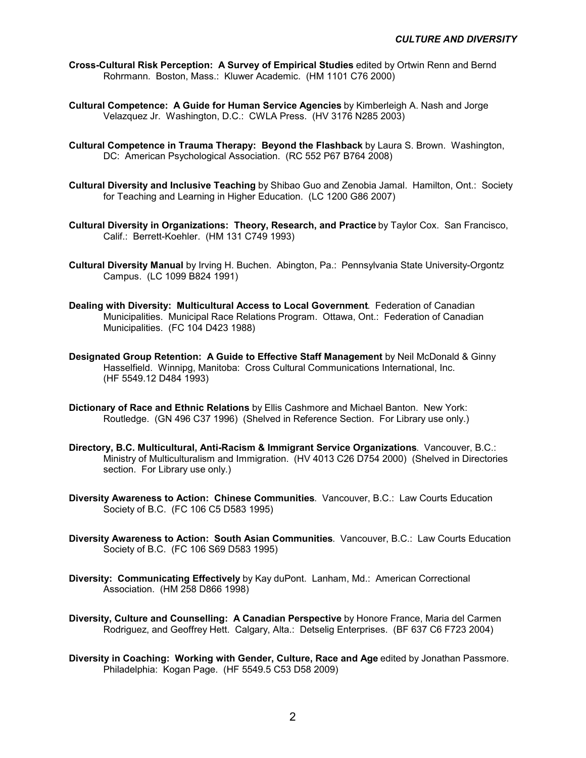**Cross-Cultural Risk Perception: A Survey of Empirical Studies** edited by Ortwin Renn and Bernd Rohrmann. Boston, Mass.: Kluwer Academic. (HM 1101 C76 2000)

**Cultural Competence: A Guide for Human Service Agencies** by Kimberleigh A. Nash and Jorge Velazquez Jr. Washington, D.C.: CWLA Press. (HV 3176 N285 2003)

**Cultural Competence in Trauma Therapy: Beyond the Flashback** by Laura S. Brown. Washington, DC: American Psychological Association. (RC 552 P67 B764 2008)

**Cultural Diversity and Inclusive Teaching** by Shibao Guo and Zenobia Jamal. Hamilton, Ont.: Society for Teaching and Learning in Higher Education. (LC 1200 G86 2007)

**Cultural Diversity in Organizations: Theory, Research, and Practice** by Taylor Cox. San Francisco, Calif.: Berrett-Koehler. (HM 131 C749 1993)

**Cultural Diversity Manual** by Irving H. Buchen. Abington, Pa.: Pennsylvania State University-Orgontz Campus. (LC 1099 B824 1991)

**Dealing with Diversity: Multicultural Access to Local Government**. Federation of Canadian Municipalities. Municipal Race Relations Program. Ottawa, Ont.: Federation of Canadian Municipalities. (FC 104 D423 1988)

**Designated Group Retention: A Guide to Effective Staff Management** by Neil McDonald & Ginny Hasselfield. Winnipg, Manitoba: Cross Cultural Communications International, Inc. (HF 5549.12 D484 1993)

**Dictionary of Race and Ethnic Relations** by Ellis Cashmore and Michael Banton. New York: Routledge. (GN 496 C37 1996) (Shelved in Reference Section. For Library use only.)

**Directory, B.C. Multicultural, Anti-Racism & Immigrant Service Organizations**. Vancouver, B.C.: Ministry of Multiculturalism and Immigration. (HV 4013 C26 D754 2000) (Shelved in Directories section. For Library use only.)

**Diversity Awareness to Action: Chinese Communities**. Vancouver, B.C.: Law Courts Education Society of B.C. (FC 106 C5 D583 1995)

**Diversity Awareness to Action: South Asian Communities**. Vancouver, B.C.: Law Courts Education Society of B.C. (FC 106 S69 D583 1995)

**Diversity: Communicating Effectively** by Kay duPont. Lanham, Md.: American Correctional Association. (HM 258 D866 1998)

**Diversity, Culture and Counselling: A Canadian Perspective** by Honore France, Maria del Carmen Rodriguez, and Geoffrey Hett. Calgary, Alta.: Detselig Enterprises. (BF 637 C6 F723 2004)

**Diversity in Coaching: Working with Gender, Culture, Race and Age** edited by Jonathan Passmore. Philadelphia: Kogan Page. (HF 5549.5 C53 D58 2009)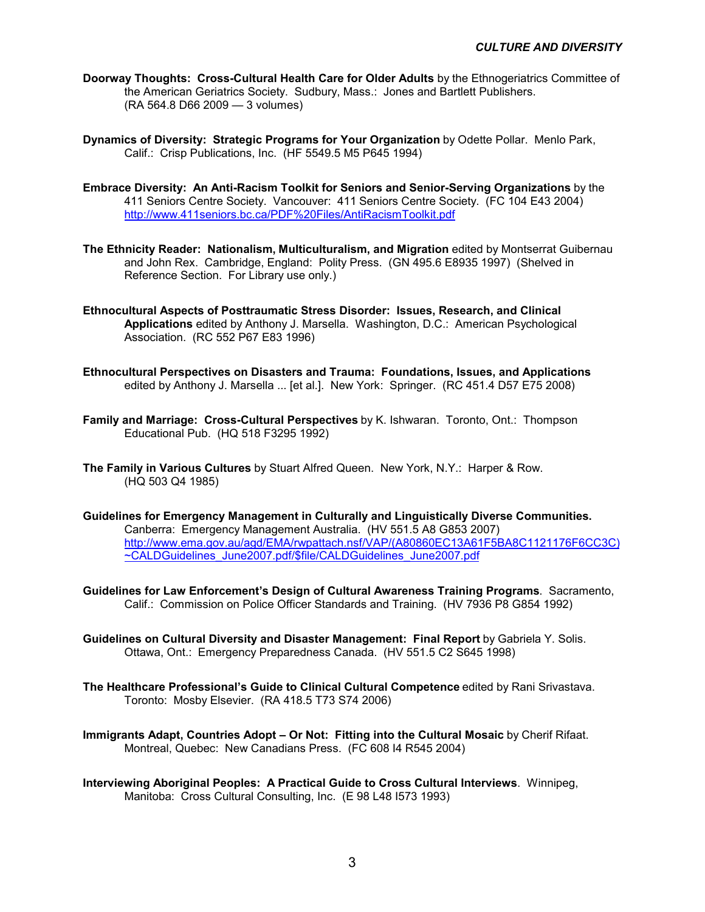**Doorway Thoughts: Cross-Cultural Health Care for Older Adults** by the Ethnogeriatrics Committee of the American Geriatrics Society. Sudbury, Mass.: Jones and Bartlett Publishers. (RA 564.8 D66 2009 — 3 volumes)

**Dynamics of Diversity: Strategic Programs for Your Organization** by Odette Pollar. Menlo Park, Calif.: Crisp Publications, Inc. (HF 5549.5 M5 P645 1994)

**Embrace Diversity: An Anti-Racism Toolkit for Seniors and Senior-Serving Organizations** by the 411 Seniors Centre Society. Vancouver: 411 Seniors Centre Society. (FC 104 E43 2004) http://www.411seniors.bc.ca/PDF%20Files/AntiRacismToolkit.pdf

**The Ethnicity Reader: Nationalism, Multiculturalism, and Migration** edited by Montserrat Guibernau and John Rex. Cambridge, England: Polity Press. (GN 495.6 E8935 1997) (Shelved in Reference Section. For Library use only.)

**Ethnocultural Aspects of Posttraumatic Stress Disorder: Issues, Research, and Clinical Applications** edited by Anthony J. Marsella. Washington, D.C.: American Psychological Association. (RC 552 P67 E83 1996)

**Ethnocultural Perspectives on Disasters and Trauma: Foundations, Issues, and Applications** edited by Anthony J. Marsella ... [et al.]. New York: Springer. (RC 451.4 D57 E75 2008)

**Family and Marriage: Cross-Cultural Perspectives** by K. Ishwaran. Toronto, Ont.: Thompson Educational Pub. (HQ 518 F3295 1992)

**The Family in Various Cultures** by Stuart Alfred Queen. New York, N.Y.: Harper & Row. (HQ 503 Q4 1985)

**Guidelines for Emergency Management in Culturally and Linguistically Diverse Communities.** Canberra: Emergency Management Australia. (HV 551.5 A8 G853 2007) http://www.ema.gov.au/agd/EMA/rwpattach.nsf/VAP/(A80860EC13A61F5BA8C1121176F6CC3C)~CALDGuidelines_June2007.pdf/$file/CALDGuidelines_June2007.pdf

**Guidelines for Law Enforcement's Design of Cultural Awareness Training Programs**. Sacramento, Calif.: Commission on Police Officer Standards and Training. (HV 7936 P8 G854 1992)

**Guidelines on Cultural Diversity and Disaster Management: Final Report** by Gabriela Y. Solis. Ottawa, Ont.: Emergency Preparedness Canada. (HV 551.5 C2 S645 1998)

**The Healthcare Professional's Guide to Clinical Cultural Competence** edited by Rani Srivastava. Toronto: Mosby Elsevier. (RA 418.5 T73 S74 2006)

**Immigrants Adapt, Countries Adopt – Or Not: Fitting into the Cultural Mosaic** by Cherif Rifaat. Montreal, Quebec: New Canadians Press. (FC 608 I4 R545 2004)

**Interviewing Aboriginal Peoples: A Practical Guide to Cross Cultural Interviews**. Winnipeg, Manitoba: Cross Cultural Consulting, Inc. (E 98 L48 I573 1993)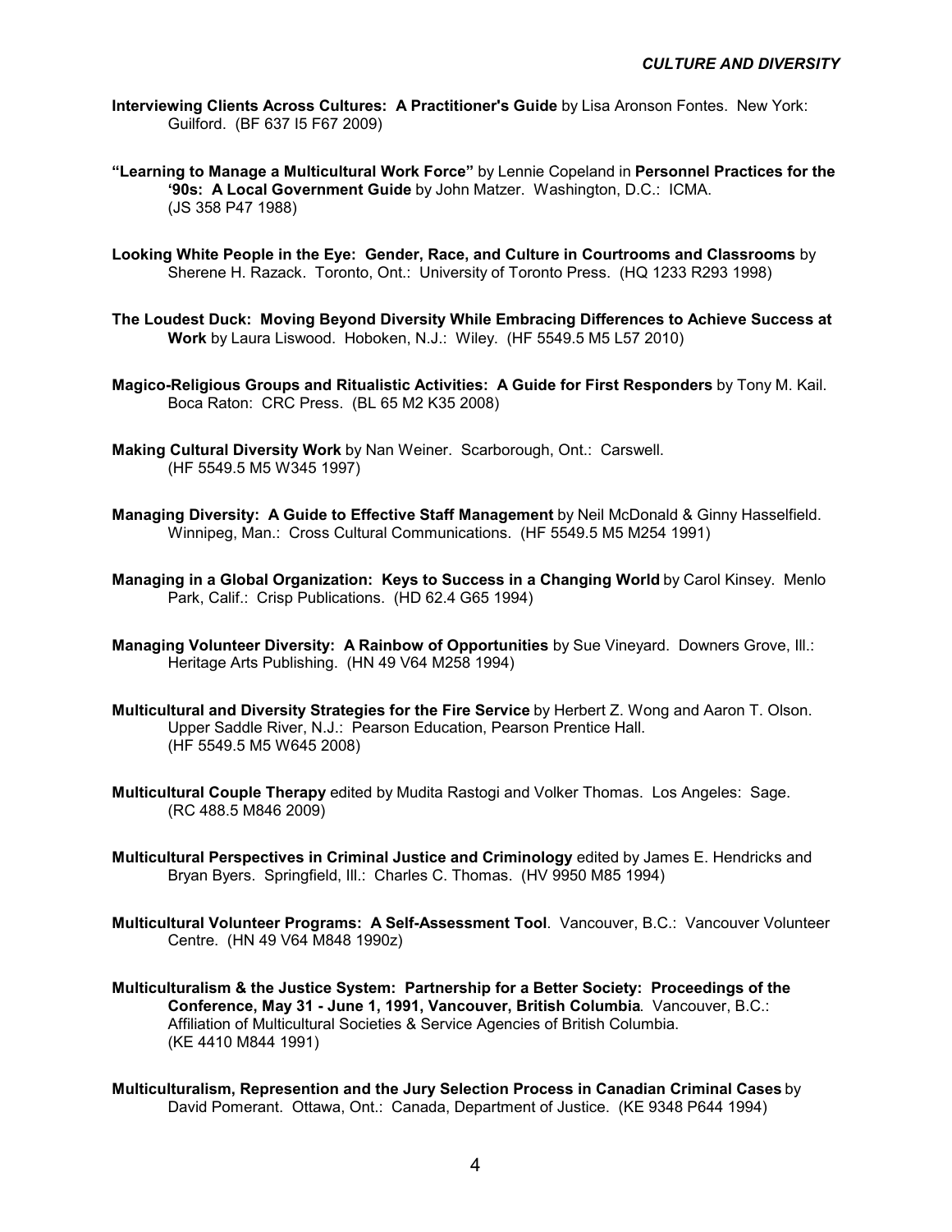**Interviewing Clients Across Cultures: A Practitioner's Guide** by Lisa Aronson Fontes. New York: Guilford. (BF 637 I5 F67 2009)

**"Learning to Manage a Multicultural Work Force"** by Lennie Copeland in **Personnel Practices for the '90s: A Local Government Guide** by John Matzer. Washington, D.C.: ICMA. (JS 358 P47 1988)

**Looking White People in the Eye: Gender, Race, and Culture in Courtrooms and Classrooms** by Sherene H. Razack. Toronto, Ont.: University of Toronto Press. (HQ 1233 R293 1998)

**The Loudest Duck: Moving Beyond Diversity While Embracing Differences to Achieve Success at Work** by Laura Liswood. Hoboken, N.J.: Wiley. (HF 5549.5 M5 L57 2010)

**Magico-Religious Groups and Ritualistic Activities: A Guide for First Responders** by Tony M. Kail. Boca Raton: CRC Press. (BL 65 M2 K35 2008)

**Making Cultural Diversity Work** by Nan Weiner. Scarborough, Ont.: Carswell. (HF 5549.5 M5 W345 1997)

**Managing Diversity: A Guide to Effective Staff Management** by Neil McDonald & Ginny Hasselfield. Winnipeg, Man.: Cross Cultural Communications. (HF 5549.5 M5 M254 1991)

**Managing in a Global Organization: Keys to Success in a Changing World** by Carol Kinsey. Menlo Park, Calif.: Crisp Publications. (HD 62.4 G65 1994)

**Managing Volunteer Diversity: A Rainbow of Opportunities** by Sue Vineyard. Downers Grove, Ill.: Heritage Arts Publishing. (HN 49 V64 M258 1994)

**Multicultural and Diversity Strategies for the Fire Service** by Herbert Z. Wong and Aaron T. Olson. Upper Saddle River, N.J.: Pearson Education, Pearson Prentice Hall. (HF 5549.5 M5 W645 2008)

**Multicultural Couple Therapy** edited by Mudita Rastogi and Volker Thomas. Los Angeles: Sage. (RC 488.5 M846 2009)

**Multicultural Perspectives in Criminal Justice and Criminology** edited by James E. Hendricks and Bryan Byers. Springfield, Ill.: Charles C. Thomas. (HV 9950 M85 1994)

**Multicultural Volunteer Programs: A Self-Assessment Tool**. Vancouver, B.C.: Vancouver Volunteer Centre. (HN 49 V64 M848 1990z)

**Multiculturalism & the Justice System: Partnership for a Better Society: Proceedings of the Conference, May 31 - June 1, 1991, Vancouver, British Columbia**. Vancouver, B.C.: Affiliation of Multicultural Societies & Service Agencies of British Columbia. (KE 4410 M844 1991)

**Multiculturalism, Represention and the Jury Selection Process in Canadian Criminal Cases** by David Pomerant. Ottawa, Ont.: Canada, Department of Justice. (KE 9348 P644 1994)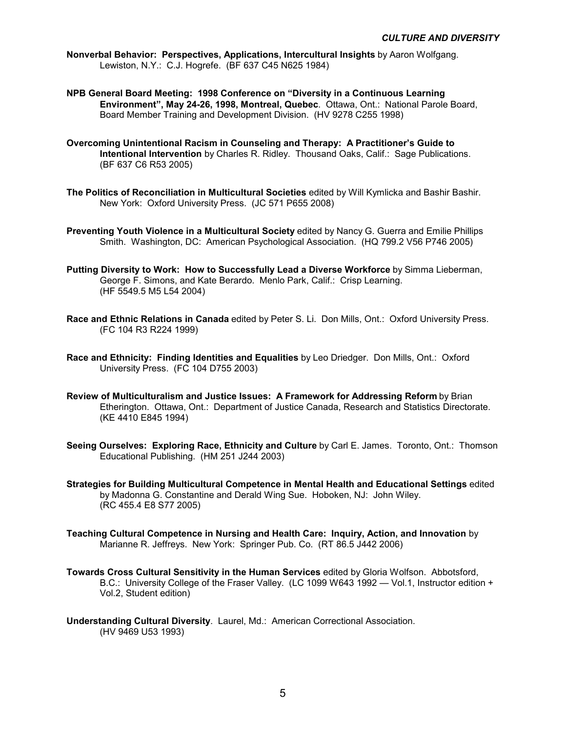**Nonverbal Behavior: Perspectives, Applications, Intercultural Insights** by Aaron Wolfgang. Lewiston, N.Y.: C.J. Hogrefe. (BF 637 C45 N625 1984)

**NPB General Board Meeting: 1998 Conference on "Diversity in a Continuous Learning Environment", May 24-26, 1998, Montreal, Quebec**. Ottawa, Ont.: National Parole Board, Board Member Training and Development Division. (HV 9278 C255 1998)

**Overcoming Unintentional Racism in Counseling and Therapy: A Practitioner's Guide to Intentional Intervention** by Charles R. Ridley. Thousand Oaks, Calif.: Sage Publications. (BF 637 C6 R53 2005)

**The Politics of Reconciliation in Multicultural Societies** edited by Will Kymlicka and Bashir Bashir. New York: Oxford University Press. (JC 571 P655 2008)

**Preventing Youth Violence in a Multicultural Society** edited by Nancy G. Guerra and Emilie Phillips Smith. Washington, DC: American Psychological Association. (HQ 799.2 V56 P746 2005)

**Putting Diversity to Work: How to Successfully Lead a Diverse Workforce** by Simma Lieberman, George F. Simons, and Kate Berardo. Menlo Park, Calif.: Crisp Learning. (HF 5549.5 M5 L54 2004)

**Race and Ethnic Relations in Canada** edited by Peter S. Li. Don Mills, Ont.: Oxford University Press. (FC 104 R3 R224 1999)

**Race and Ethnicity: Finding Identities and Equalities** by Leo Driedger. Don Mills, Ont.: Oxford University Press. (FC 104 D755 2003)

**Review of Multiculturalism and Justice Issues: A Framework for Addressing Reform** by Brian Etherington. Ottawa, Ont.: Department of Justice Canada, Research and Statistics Directorate. (KE 4410 E845 1994)

**Seeing Ourselves: Exploring Race, Ethnicity and Culture** by Carl E. James. Toronto, Ont.: Thomson Educational Publishing. (HM 251 J244 2003)

**Strategies for Building Multicultural Competence in Mental Health and Educational Settings** edited by Madonna G. Constantine and Derald Wing Sue. Hoboken, NJ: John Wiley. (RC 455.4 E8 S77 2005)

**Teaching Cultural Competence in Nursing and Health Care: Inquiry, Action, and Innovation** by Marianne R. Jeffreys. New York: Springer Pub. Co. (RT 86.5 J442 2006)

**Towards Cross Cultural Sensitivity in the Human Services** edited by Gloria Wolfson. Abbotsford, B.C.: University College of the Fraser Valley. (LC 1099 W643 1992 — Vol.1, Instructor edition + Vol.2, Student edition)

**Understanding Cultural Diversity**. Laurel, Md.: American Correctional Association. (HV 9469 U53 1993)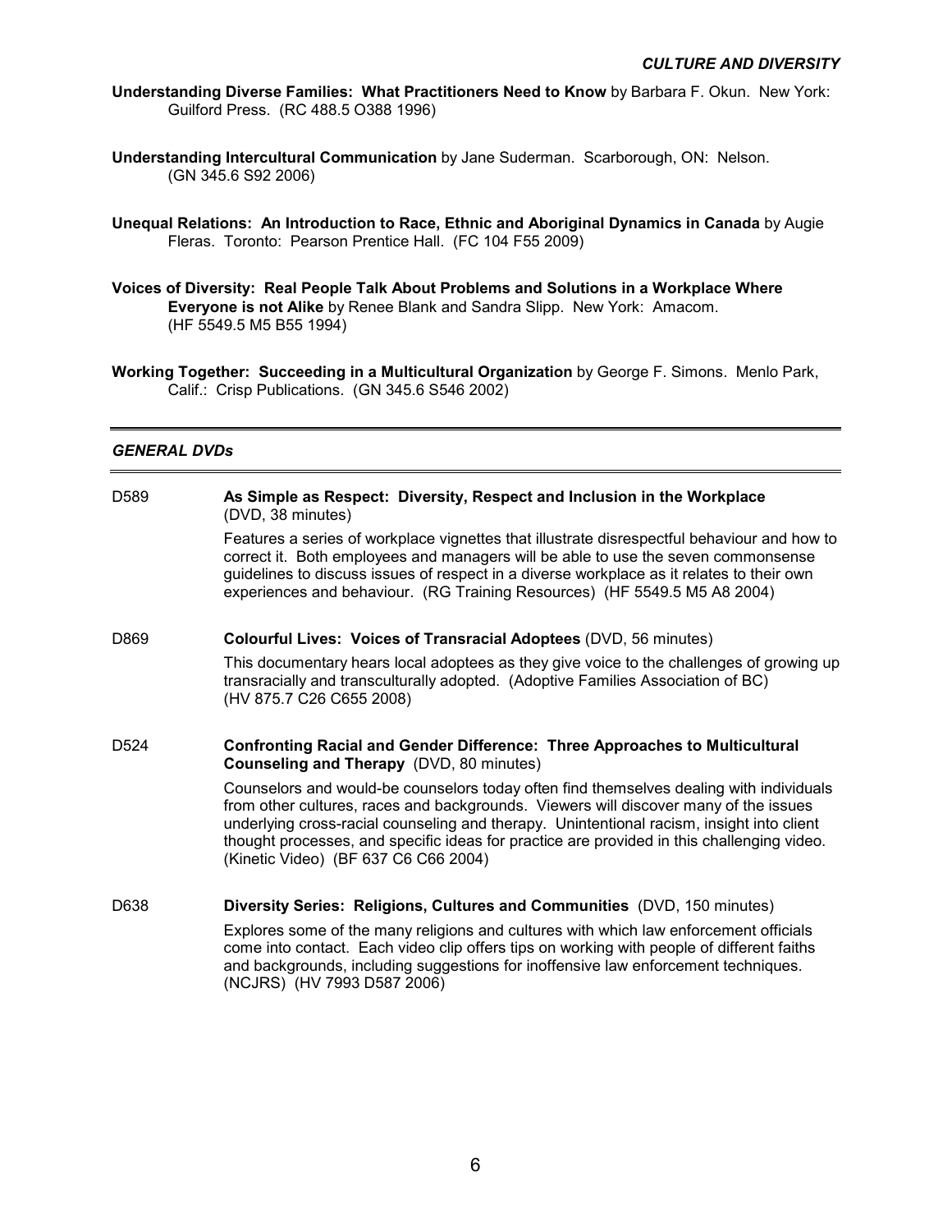**Understanding Diverse Families: What Practitioners Need to Know** by Barbara F. Okun. New York: Guilford Press. (RC 488.5 O388 1996)

**Understanding Intercultural Communication** by Jane Suderman. Scarborough, ON: Nelson. (GN 345.6 S92 2006)

**Unequal Relations: An Introduction to Race, Ethnic and Aboriginal Dynamics in Canada** by Augie Fleras. Toronto: Pearson Prentice Hall. (FC 104 F55 2009)

**Voices of Diversity: Real People Talk About Problems and Solutions in a Workplace Where Everyone is not Alike** by Renee Blank and Sandra Slipp. New York: Amacom. (HF 5549.5 M5 B55 1994)

**Working Together: Succeeding in a Multicultural Organization** by George F. Simons. Menlo Park, Calif.: Crisp Publications. (GN 345.6 S546 2002)

---

## *GENERAL DVDs*

---

D589 **As Simple as Respect: Diversity, Respect and Inclusion in the Workplace** (DVD, 38 minutes)

Features a series of workplace vignettes that illustrate disrespectful behaviour and how to correct it. Both employees and managers will be able to use the seven commonsense guidelines to discuss issues of respect in a diverse workplace as it relates to their own experiences and behaviour. (RG Training Resources) (HF 5549.5 M5 A8 2004)

D869 **Colourful Lives: Voices of Transracial Adoptees** (DVD, 56 minutes)

This documentary hears local adoptees as they give voice to the challenges of growing up transracially and transculturally adopted. (Adoptive Families Association of BC) (HV 875.7 C26 C655 2008)

D524 **Confronting Racial and Gender Difference: Three Approaches to Multicultural Counseling and Therapy** (DVD, 80 minutes)

Counselors and would-be counselors today often find themselves dealing with individuals from other cultures, races and backgrounds. Viewers will discover many of the issues underlying cross-racial counseling and therapy. Unintentional racism, insight into client thought processes, and specific ideas for practice are provided in this challenging video. (Kinetic Video) (BF 637 C6 C66 2004)

D638 **Diversity Series: Religions, Cultures and Communities** (DVD, 150 minutes)

Explores some of the many religions and cultures with which law enforcement officials come into contact. Each video clip offers tips on working with people of different faiths and backgrounds, including suggestions for inoffensive law enforcement techniques. (NCJRS) (HV 7993 D587 2006)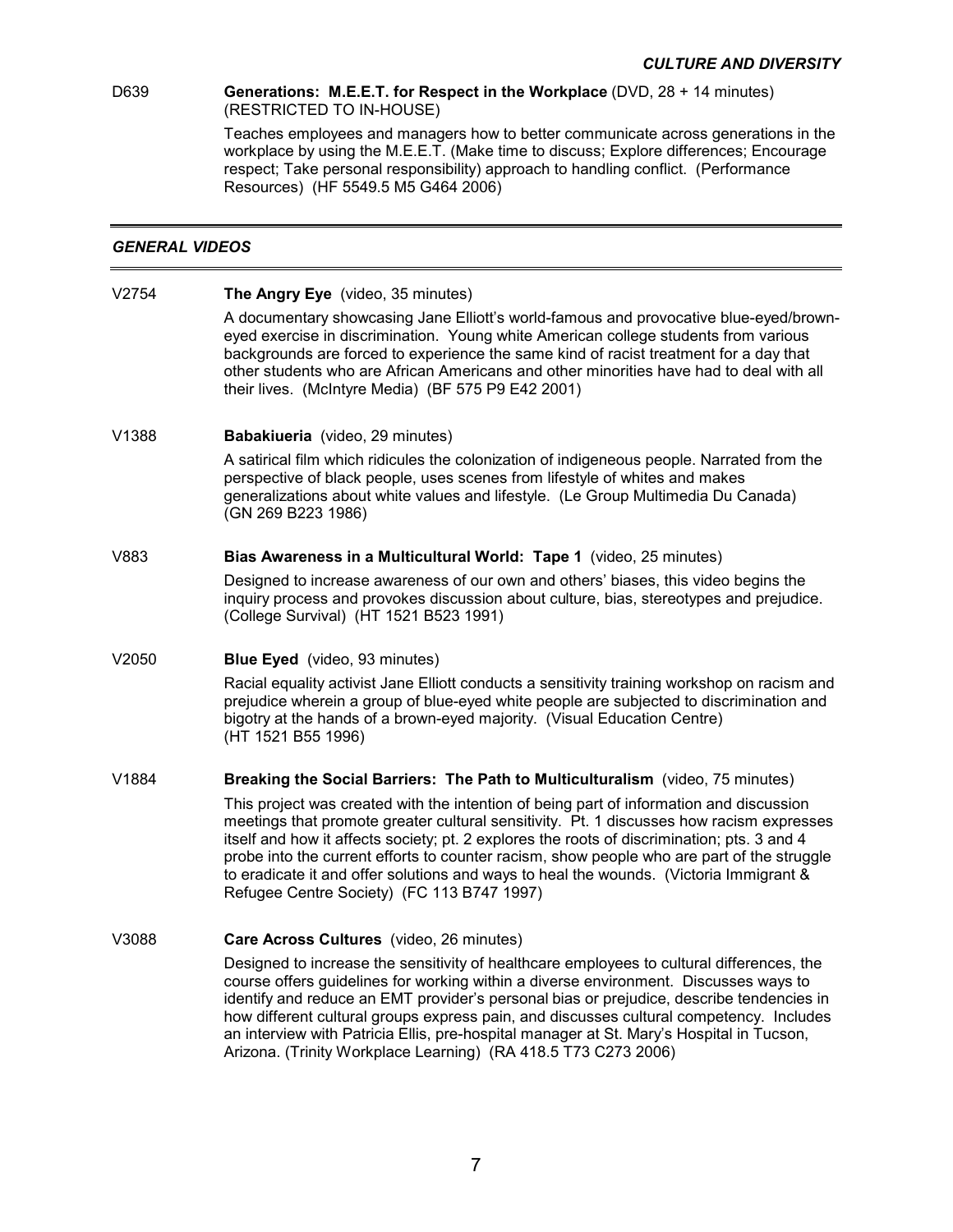D639 **Generations: M.E.E.T. for Respect in the Workplace** (DVD, 28 + 14 minutes) (RESTRICTED TO IN-HOUSE)

Teaches employees and managers how to better communicate across generations in the workplace by using the M.E.E.T. (Make time to discuss; Explore differences; Encourage respect; Take personal responsibility) approach to handling conflict. (Performance Resources) (HF 5549.5 M5 G464 2006)

## *GENERAL VIDEOS*

V2754 **The Angry Eye** (video, 35 minutes)

A documentary showcasing Jane Elliott's world-famous and provocative blue-eyed/brown-eyed exercise in discrimination. Young white American college students from various backgrounds are forced to experience the same kind of racist treatment for a day that other students who are African Americans and other minorities have had to deal with all their lives. (McIntyre Media) (BF 575 P9 E42 2001)

V1388 **Babakiueria** (video, 29 minutes)

A satirical film which ridicules the colonization of indigeneous people. Narrated from the perspective of black people, uses scenes from lifestyle of whites and makes generalizations about white values and lifestyle. (Le Group Multimedia Du Canada) (GN 269 B223 1986)

V883 **Bias Awareness in a Multicultural World: Tape 1** (video, 25 minutes)

Designed to increase awareness of our own and others' biases, this video begins the inquiry process and provokes discussion about culture, bias, stereotypes and prejudice. (College Survival) (HT 1521 B523 1991)

V2050 **Blue Eyed** (video, 93 minutes)

Racial equality activist Jane Elliott conducts a sensitivity training workshop on racism and prejudice wherein a group of blue-eyed white people are subjected to discrimination and bigotry at the hands of a brown-eyed majority. (Visual Education Centre) (HT 1521 B55 1996)

V1884 **Breaking the Social Barriers: The Path to Multiculturalism** (video, 75 minutes)

This project was created with the intention of being part of information and discussion meetings that promote greater cultural sensitivity. Pt. 1 discusses how racism expresses itself and how it affects society; pt. 2 explores the roots of discrimination; pts. 3 and 4 probe into the current efforts to counter racism, show people who are part of the struggle to eradicate it and offer solutions and ways to heal the wounds. (Victoria Immigrant & Refugee Centre Society) (FC 113 B747 1997)

V3088 **Care Across Cultures** (video, 26 minutes)

Designed to increase the sensitivity of healthcare employees to cultural differences, the course offers guidelines for working within a diverse environment. Discusses ways to identify and reduce an EMT provider's personal bias or prejudice, describe tendencies in how different cultural groups express pain, and discusses cultural competency. Includes an interview with Patricia Ellis, pre-hospital manager at St. Mary's Hospital in Tucson, Arizona. (Trinity Workplace Learning) (RA 418.5 T73 C273 2006)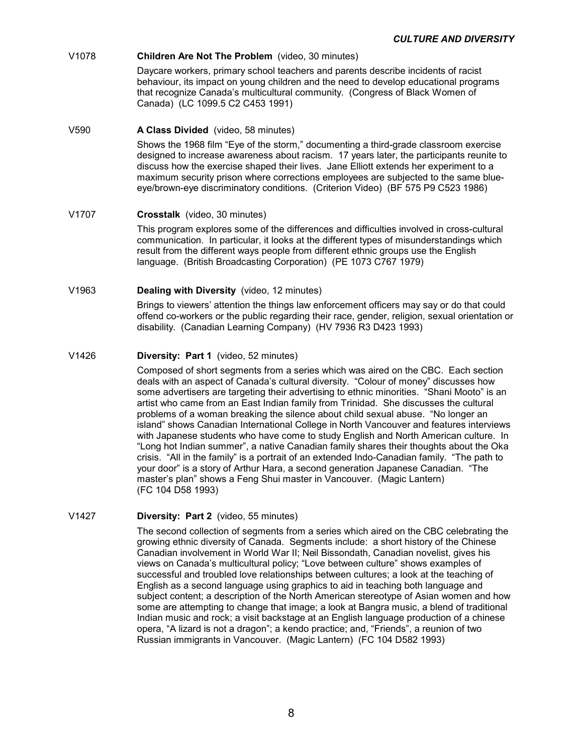V1078 **Children Are Not The Problem** (video, 30 minutes)

Daycare workers, primary school teachers and parents describe incidents of racist behaviour, its impact on young children and the need to develop educational programs that recognize Canada's multicultural community. (Congress of Black Women of Canada) (LC 1099.5 C2 C453 1991)

V590 **A Class Divided** (video, 58 minutes)

Shows the 1968 film "Eye of the storm," documenting a third-grade classroom exercise designed to increase awareness about racism. 17 years later, the participants reunite to discuss how the exercise shaped their lives. Jane Elliott extends her experiment to a maximum security prison where corrections employees are subjected to the same blue-eye/brown-eye discriminatory conditions. (Criterion Video) (BF 575 P9 C523 1986)

V1707 **Crosstalk** (video, 30 minutes)

This program explores some of the differences and difficulties involved in cross-cultural communication. In particular, it looks at the different types of misunderstandings which result from the different ways people from different ethnic groups use the English language. (British Broadcasting Corporation) (PE 1073 C767 1979)

V1963 **Dealing with Diversity** (video, 12 minutes)

Brings to viewers' attention the things law enforcement officers may say or do that could offend co-workers or the public regarding their race, gender, religion, sexual orientation or disability. (Canadian Learning Company) (HV 7936 R3 D423 1993)

V1426 **Diversity: Part 1** (video, 52 minutes)

Composed of short segments from a series which was aired on the CBC. Each section deals with an aspect of Canada's cultural diversity. "Colour of money" discusses how some advertisers are targeting their advertising to ethnic minorities. "Shani Mooto" is an artist who came from an East Indian family from Trinidad. She discusses the cultural problems of a woman breaking the silence about child sexual abuse. "No longer an island" shows Canadian International College in North Vancouver and features interviews with Japanese students who have come to study English and North American culture. In "Long hot Indian summer", a native Canadian family shares their thoughts about the Oka crisis. "All in the family" is a portrait of an extended Indo-Canadian family. "The path to your door" is a story of Arthur Hara, a second generation Japanese Canadian. "The master's plan" shows a Feng Shui master in Vancouver. (Magic Lantern) (FC 104 D58 1993)

V1427 **Diversity: Part 2** (video, 55 minutes)

The second collection of segments from a series which aired on the CBC celebrating the growing ethnic diversity of Canada. Segments include: a short history of the Chinese Canadian involvement in World War II; Neil Bissondath, Canadian novelist, gives his views on Canada's multicultural policy; "Love between culture" shows examples of successful and troubled love relationships between cultures; a look at the teaching of English as a second language using graphics to aid in teaching both language and subject content; a description of the North American stereotype of Asian women and how some are attempting to change that image; a look at Bangra music, a blend of traditional Indian music and rock; a visit backstage at an English language production of a chinese opera, "A lizard is not a dragon"; a kendo practice; and, "Friends", a reunion of two Russian immigrants in Vancouver. (Magic Lantern) (FC 104 D582 1993)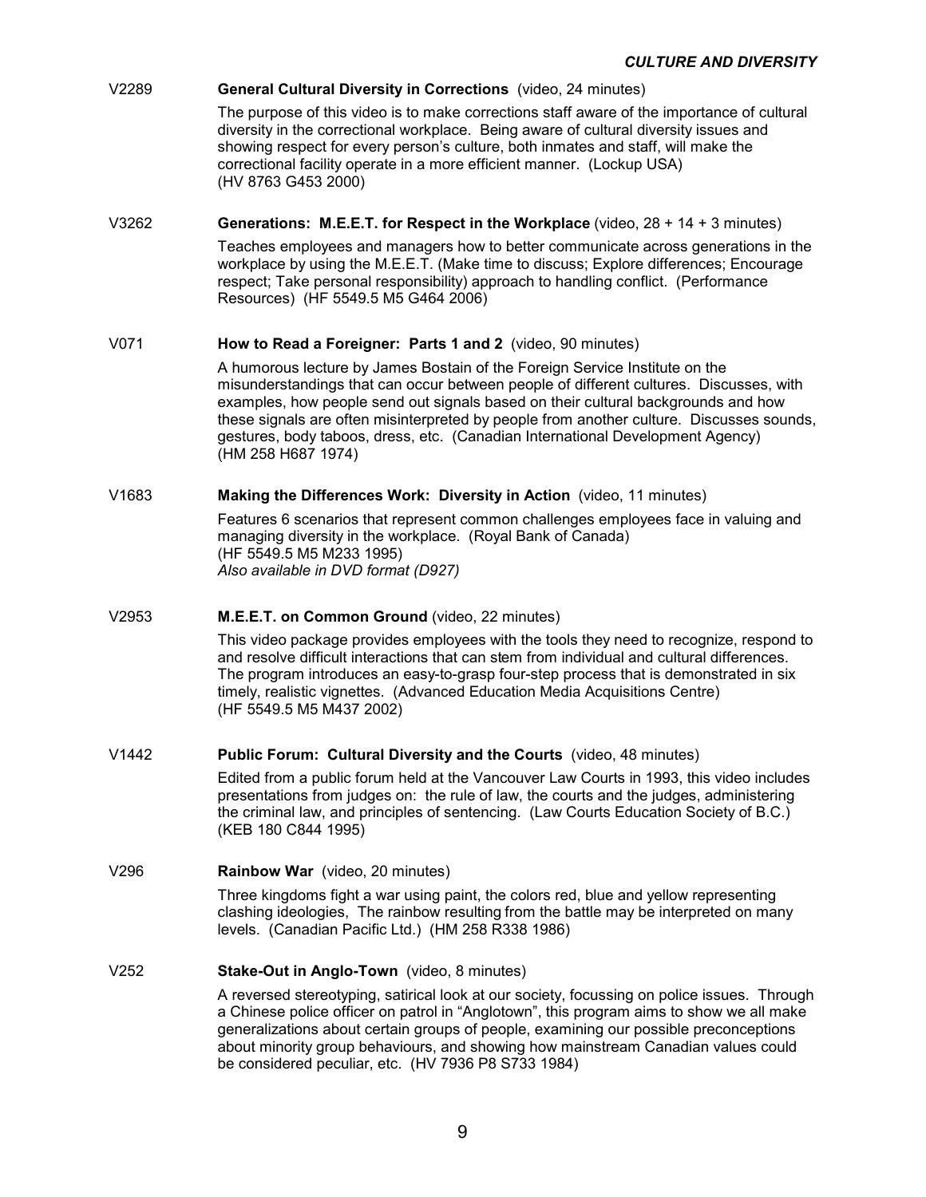V2289 **General Cultural Diversity in Corrections** (video, 24 minutes)

The purpose of this video is to make corrections staff aware of the importance of cultural diversity in the correctional workplace. Being aware of cultural diversity issues and showing respect for every person's culture, both inmates and staff, will make the correctional facility operate in a more efficient manner. (Lockup USA) (HV 8763 G453 2000)

V3262 **Generations: M.E.E.T. for Respect in the Workplace** (video, 28 + 14 + 3 minutes)

Teaches employees and managers how to better communicate across generations in the workplace by using the M.E.E.T. (Make time to discuss; Explore differences; Encourage respect; Take personal responsibility) approach to handling conflict. (Performance Resources) (HF 5549.5 M5 G464 2006)

V071 **How to Read a Foreigner: Parts 1 and 2** (video, 90 minutes)

A humorous lecture by James Bostain of the Foreign Service Institute on the misunderstandings that can occur between people of different cultures. Discusses, with examples, how people send out signals based on their cultural backgrounds and how these signals are often misinterpreted by people from another culture. Discusses sounds, gestures, body taboos, dress, etc. (Canadian International Development Agency) (HM 258 H687 1974)

V1683 **Making the Differences Work: Diversity in Action** (video, 11 minutes)

Features 6 scenarios that represent common challenges employees face in valuing and managing diversity in the workplace. (Royal Bank of Canada) (HF 5549.5 M5 M233 1995)
*Also available in DVD format (D927)*

V2953 **M.E.E.T. on Common Ground** (video, 22 minutes)

This video package provides employees with the tools they need to recognize, respond to and resolve difficult interactions that can stem from individual and cultural differences. The program introduces an easy-to-grasp four-step process that is demonstrated in six timely, realistic vignettes. (Advanced Education Media Acquisitions Centre) (HF 5549.5 M5 M437 2002)

V1442 **Public Forum: Cultural Diversity and the Courts** (video, 48 minutes)

Edited from a public forum held at the Vancouver Law Courts in 1993, this video includes presentations from judges on: the rule of law, the courts and the judges, administering the criminal law, and principles of sentencing. (Law Courts Education Society of B.C.) (KEB 180 C844 1995)

V296 **Rainbow War** (video, 20 minutes)

Three kingdoms fight a war using paint, the colors red, blue and yellow representing clashing ideologies, The rainbow resulting from the battle may be interpreted on many levels. (Canadian Pacific Ltd.) (HM 258 R338 1986)

V252 **Stake-Out in Anglo-Town** (video, 8 minutes)

A reversed stereotyping, satirical look at our society, focussing on police issues. Through a Chinese police officer on patrol in "Anglotown", this program aims to show we all make generalizations about certain groups of people, examining our possible preconceptions about minority group behaviours, and showing how mainstream Canadian values could be considered peculiar, etc. (HV 7936 P8 S733 1984)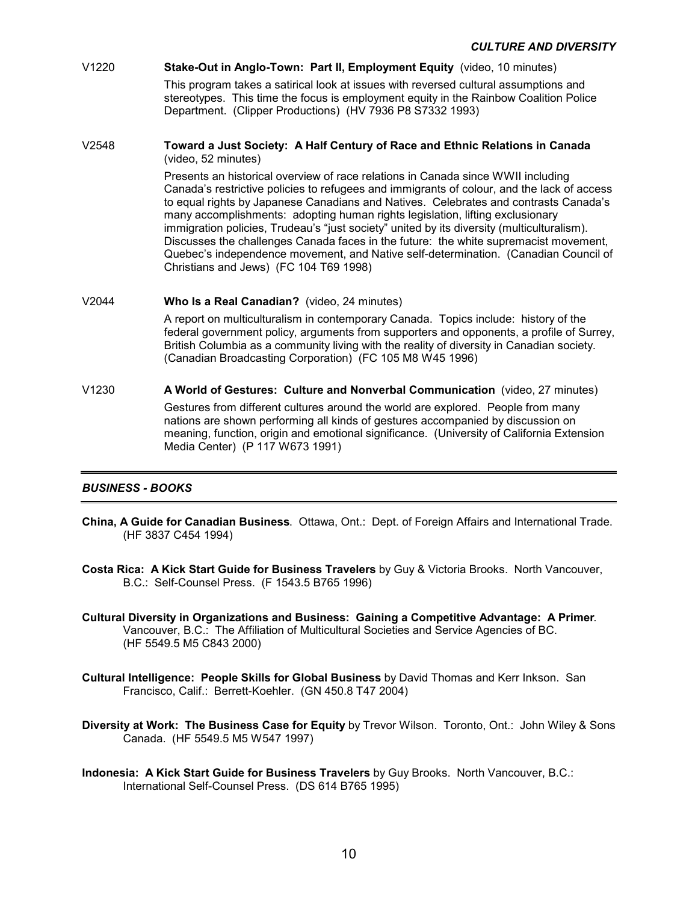V1220 **Stake-Out in Anglo-Town: Part II, Employment Equity** (video, 10 minutes)

This program takes a satirical look at issues with reversed cultural assumptions and stereotypes. This time the focus is employment equity in the Rainbow Coalition Police Department. (Clipper Productions) (HV 7936 P8 S7332 1993)

V2548 **Toward a Just Society: A Half Century of Race and Ethnic Relations in Canada** (video, 52 minutes)

Presents an historical overview of race relations in Canada since WWII including Canada's restrictive policies to refugees and immigrants of colour, and the lack of access to equal rights by Japanese Canadians and Natives. Celebrates and contrasts Canada's many accomplishments: adopting human rights legislation, lifting exclusionary immigration policies, Trudeau's "just society" united by its diversity (multiculturalism). Discusses the challenges Canada faces in the future: the white supremacist movement, Quebec's independence movement, and Native self-determination. (Canadian Council of Christians and Jews) (FC 104 T69 1998)

V2044 **Who Is a Real Canadian?** (video, 24 minutes)

A report on multiculturalism in contemporary Canada. Topics include: history of the federal government policy, arguments from supporters and opponents, a profile of Surrey, British Columbia as a community living with the reality of diversity in Canadian society. (Canadian Broadcasting Corporation) (FC 105 M8 W45 1996)

V1230 **A World of Gestures: Culture and Nonverbal Communication** (video, 27 minutes)

Gestures from different cultures around the world are explored. People from many nations are shown performing all kinds of gestures accompanied by discussion on meaning, function, origin and emotional significance. (University of California Extension Media Center) (P 117 W673 1991)

## *BUSINESS - BOOKS*

**China, A Guide for Canadian Business**. Ottawa, Ont.: Dept. of Foreign Affairs and International Trade. (HF 3837 C454 1994)

**Costa Rica: A Kick Start Guide for Business Travelers** by Guy & Victoria Brooks. North Vancouver, B.C.: Self-Counsel Press. (F 1543.5 B765 1996)

**Cultural Diversity in Organizations and Business: Gaining a Competitive Advantage: A Primer**. Vancouver, B.C.: The Affiliation of Multicultural Societies and Service Agencies of BC. (HF 5549.5 M5 C843 2000)

**Cultural Intelligence: People Skills for Global Business** by David Thomas and Kerr Inkson. San Francisco, Calif.: Berrett-Koehler. (GN 450.8 T47 2004)

**Diversity at Work: The Business Case for Equity** by Trevor Wilson. Toronto, Ont.: John Wiley & Sons Canada. (HF 5549.5 M5 W547 1997)

**Indonesia: A Kick Start Guide for Business Travelers** by Guy Brooks. North Vancouver, B.C.: International Self-Counsel Press. (DS 614 B765 1995)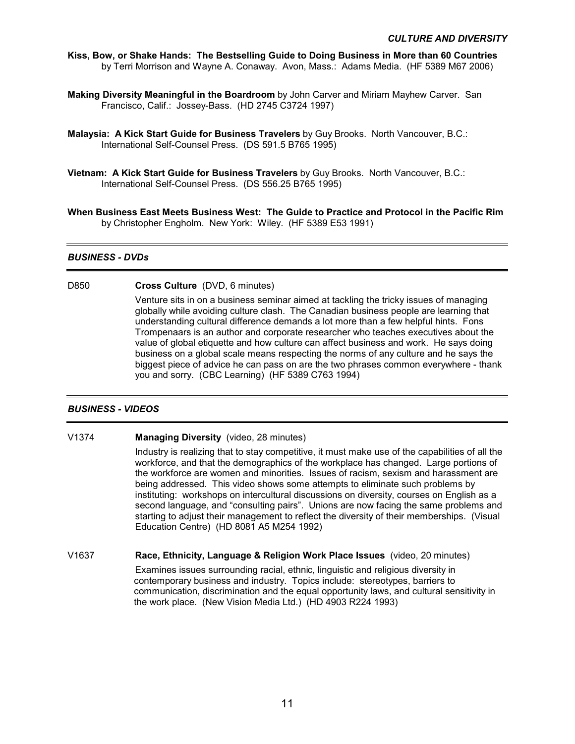**Kiss, Bow, or Shake Hands: The Bestselling Guide to Doing Business in More than 60 Countries** by Terri Morrison and Wayne A. Conaway. Avon, Mass.: Adams Media. (HF 5389 M67 2006)

**Making Diversity Meaningful in the Boardroom** by John Carver and Miriam Mayhew Carver. San Francisco, Calif.: Jossey-Bass. (HD 2745 C3724 1997)

**Malaysia: A Kick Start Guide for Business Travelers** by Guy Brooks. North Vancouver, B.C.: International Self-Counsel Press. (DS 591.5 B765 1995)

**Vietnam: A Kick Start Guide for Business Travelers** by Guy Brooks. North Vancouver, B.C.: International Self-Counsel Press. (DS 556.25 B765 1995)

**When Business East Meets Business West: The Guide to Practice and Protocol in the Pacific Rim** by Christopher Engholm. New York: Wiley. (HF 5389 E53 1991)

## *BUSINESS - DVDs*

D850 **Cross Culture** (DVD, 6 minutes)

Venture sits in on a business seminar aimed at tackling the tricky issues of managing globally while avoiding culture clash. The Canadian business people are learning that understanding cultural difference demands a lot more than a few helpful hints. Fons Trompenaars is an author and corporate researcher who teaches executives about the value of global etiquette and how culture can affect business and work. He says doing business on a global scale means respecting the norms of any culture and he says the biggest piece of advice he can pass on are the two phrases common everywhere - thank you and sorry. (CBC Learning) (HF 5389 C763 1994)

## *BUSINESS - VIDEOS*

V1374 **Managing Diversity** (video, 28 minutes)

Industry is realizing that to stay competitive, it must make use of the capabilities of all the workforce, and that the demographics of the workplace has changed. Large portions of the workforce are women and minorities. Issues of racism, sexism and harassment are being addressed. This video shows some attempts to eliminate such problems by instituting: workshops on intercultural discussions on diversity, courses on English as a second language, and "consulting pairs". Unions are now facing the same problems and starting to adjust their management to reflect the diversity of their memberships. (Visual Education Centre) (HD 8081 A5 M254 1992)

V1637 **Race, Ethnicity, Language & Religion Work Place Issues** (video, 20 minutes)

Examines issues surrounding racial, ethnic, linguistic and religious diversity in contemporary business and industry. Topics include: stereotypes, barriers to communication, discrimination and the equal opportunity laws, and cultural sensitivity in the work place. (New Vision Media Ltd.) (HD 4903 R224 1993)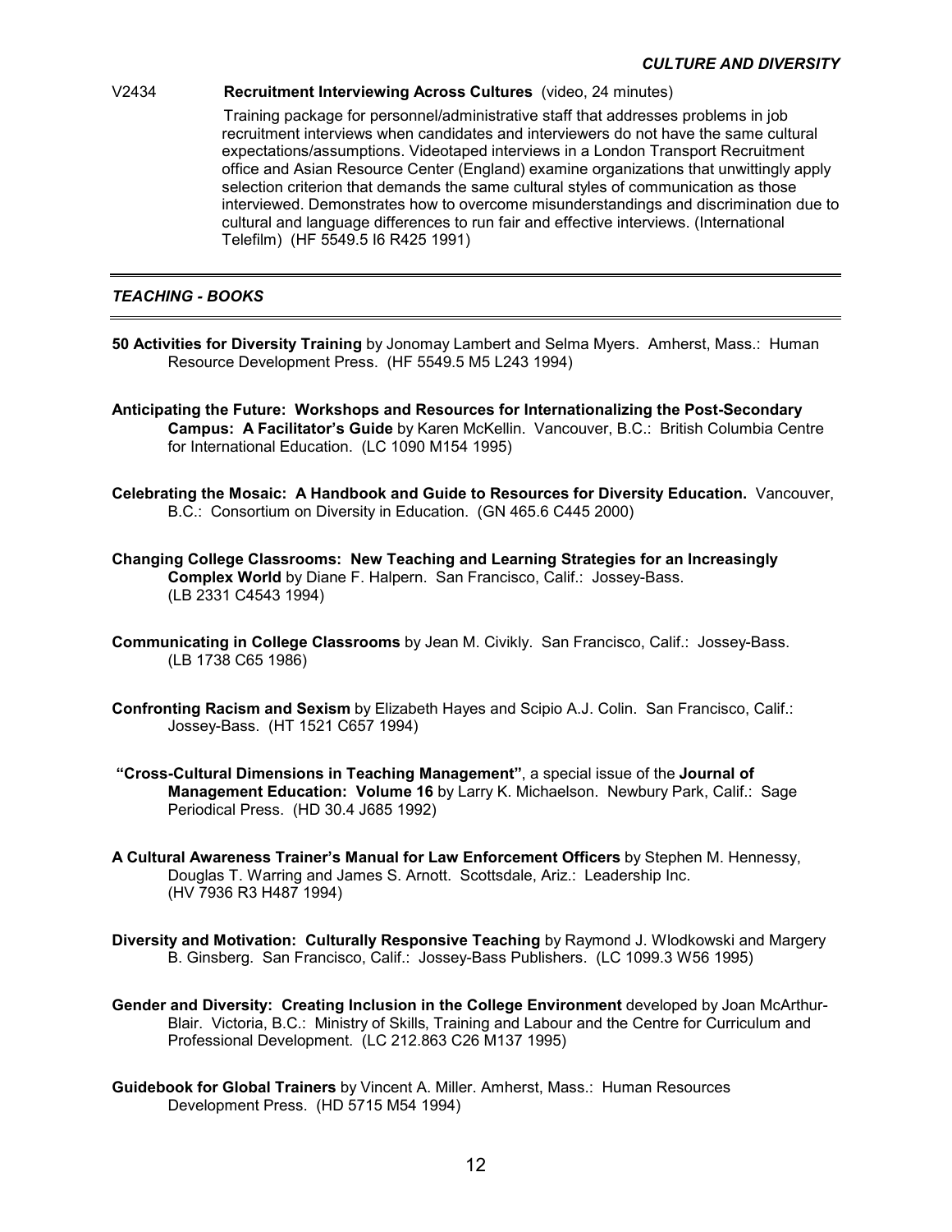V2434 **Recruitment Interviewing Across Cultures** (video, 24 minutes)

Training package for personnel/administrative staff that addresses problems in job recruitment interviews when candidates and interviewers do not have the same cultural expectations/assumptions. Videotaped interviews in a London Transport Recruitment office and Asian Resource Center (England) examine organizations that unwittingly apply selection criterion that demands the same cultural styles of communication as those interviewed. Demonstrates how to overcome misunderstandings and discrimination due to cultural and language differences to run fair and effective interviews. (International Telefilm) (HF 5549.5 I6 R425 1991)

---

## *TEACHING - BOOKS*

---

**50 Activities for Diversity Training** by Jonomay Lambert and Selma Myers. Amherst, Mass.: Human Resource Development Press. (HF 5549.5 M5 L243 1994)

**Anticipating the Future: Workshops and Resources for Internationalizing the Post-Secondary Campus: A Facilitator's Guide** by Karen McKellin. Vancouver, B.C.: British Columbia Centre for International Education. (LC 1090 M154 1995)

**Celebrating the Mosaic: A Handbook and Guide to Resources for Diversity Education.** Vancouver, B.C.: Consortium on Diversity in Education. (GN 465.6 C445 2000)

**Changing College Classrooms: New Teaching and Learning Strategies for an Increasingly Complex World** by Diane F. Halpern. San Francisco, Calif.: Jossey-Bass. (LB 2331 C4543 1994)

**Communicating in College Classrooms** by Jean M. Civikly. San Francisco, Calif.: Jossey-Bass. (LB 1738 C65 1986)

**Confronting Racism and Sexism** by Elizabeth Hayes and Scipio A.J. Colin. San Francisco, Calif.: Jossey-Bass. (HT 1521 C657 1994)

**"Cross-Cultural Dimensions in Teaching Management"**, a special issue of the **Journal of Management Education: Volume 16** by Larry K. Michaelson. Newbury Park, Calif.: Sage Periodical Press. (HD 30.4 J685 1992)

**A Cultural Awareness Trainer's Manual for Law Enforcement Officers** by Stephen M. Hennessy, Douglas T. Warring and James S. Arnott. Scottsdale, Ariz.: Leadership Inc. (HV 7936 R3 H487 1994)

**Diversity and Motivation: Culturally Responsive Teaching** by Raymond J. Wlodkowski and Margery B. Ginsberg. San Francisco, Calif.: Jossey-Bass Publishers. (LC 1099.3 W56 1995)

**Gender and Diversity: Creating Inclusion in the College Environment** developed by Joan McArthur-Blair. Victoria, B.C.: Ministry of Skills, Training and Labour and the Centre for Curriculum and Professional Development. (LC 212.863 C26 M137 1995)

**Guidebook for Global Trainers** by Vincent A. Miller. Amherst, Mass.: Human Resources Development Press. (HD 5715 M54 1994)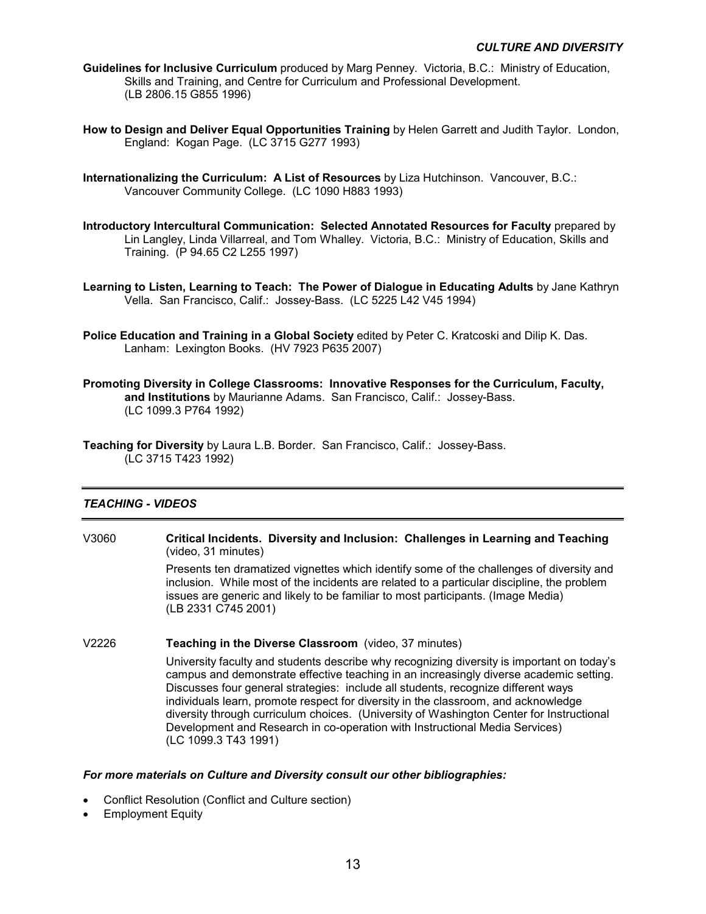**Guidelines for Inclusive Curriculum** produced by Marg Penney. Victoria, B.C.: Ministry of Education, Skills and Training, and Centre for Curriculum and Professional Development. (LB 2806.15 G855 1996)

**How to Design and Deliver Equal Opportunities Training** by Helen Garrett and Judith Taylor. London, England: Kogan Page. (LC 3715 G277 1993)

**Internationalizing the Curriculum: A List of Resources** by Liza Hutchinson. Vancouver, B.C.: Vancouver Community College. (LC 1090 H883 1993)

**Introductory Intercultural Communication: Selected Annotated Resources for Faculty** prepared by Lin Langley, Linda Villarreal, and Tom Whalley. Victoria, B.C.: Ministry of Education, Skills and Training. (P 94.65 C2 L255 1997)

**Learning to Listen, Learning to Teach: The Power of Dialogue in Educating Adults** by Jane Kathryn Vella. San Francisco, Calif.: Jossey-Bass. (LC 5225 L42 V45 1994)

**Police Education and Training in a Global Society** edited by Peter C. Kratcoski and Dilip K. Das. Lanham: Lexington Books. (HV 7923 P635 2007)

**Promoting Diversity in College Classrooms: Innovative Responses for the Curriculum, Faculty, and Institutions** by Maurianne Adams. San Francisco, Calif.: Jossey-Bass. (LC 1099.3 P764 1992)

**Teaching for Diversity** by Laura L.B. Border. San Francisco, Calif.: Jossey-Bass. (LC 3715 T423 1992)

## *TEACHING - VIDEOS*

V3060 **Critical Incidents. Diversity and Inclusion: Challenges in Learning and Teaching** (video, 31 minutes)

Presents ten dramatized vignettes which identify some of the challenges of diversity and inclusion. While most of the incidents are related to a particular discipline, the problem issues are generic and likely to be familiar to most participants. (Image Media) (LB 2331 C745 2001)

V2226 **Teaching in the Diverse Classroom** (video, 37 minutes)

University faculty and students describe why recognizing diversity is important on today's campus and demonstrate effective teaching in an increasingly diverse academic setting. Discusses four general strategies: include all students, recognize different ways individuals learn, promote respect for diversity in the classroom, and acknowledge diversity through curriculum choices. (University of Washington Center for Instructional Development and Research in co-operation with Instructional Media Services) (LC 1099.3 T43 1991)

***For more materials on Culture and Diversity consult our other bibliographies:***

- Conflict Resolution (Conflict and Culture section)
- Employment Equity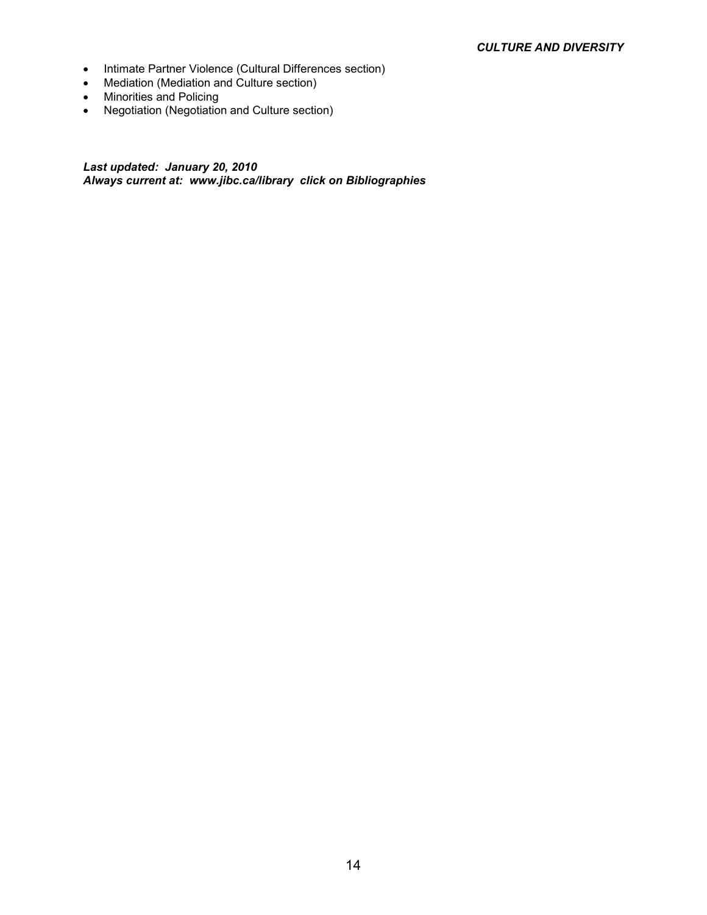- Intimate Partner Violence (Cultural Differences section)
- Mediation (Mediation and Culture section)
- Minorities and Policing
- Negotiation (Negotiation and Culture section)

***Last updated: January 20, 2010***
***Always current at: www.jibc.ca/library click on Bibliographies***